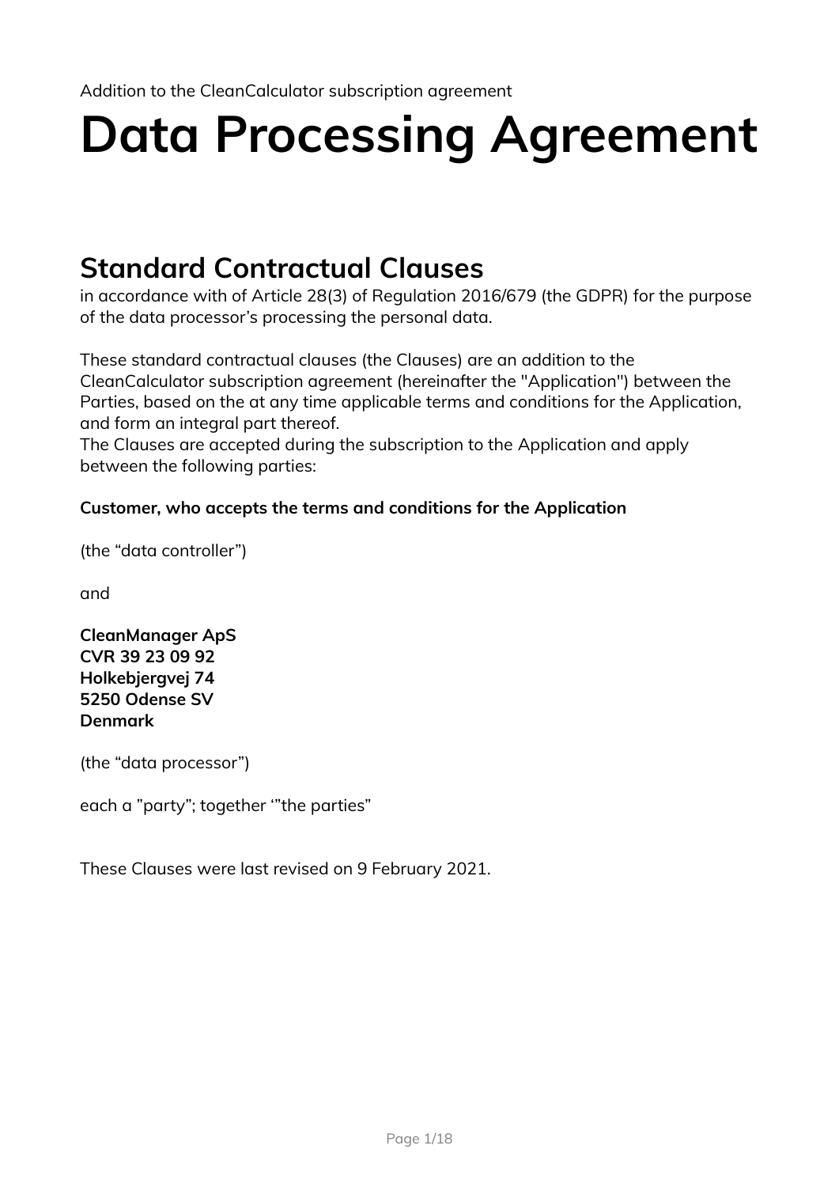Addition to the CleanCalculator subscription agreement

# Data Processing Agreement

## Standard Contractual Clauses

in accordance with of Article 28(3) of Regulation 2016/679 (the GDPR) for the purpose of the data processor's processing the personal data.

These standard contractual clauses (the Clauses) are an addition to the CleanCalculator subscription agreement (hereinafter the "Application") between the Parties, based on the at any time applicable terms and conditions for the Application, and form an integral part thereof.
The Clauses are accepted during the subscription to the Application and apply between the following parties:

**Customer, who accepts the terms and conditions for the Application**

(the "data controller")

and

**CleanManager ApS**
**CVR 39 23 09 92**
**Holkebjergvej 74**
**5250 Odense SV**
**Denmark**

(the "data processor")

each a "party"; together '"the parties"

These Clauses were last revised on 9 February 2021.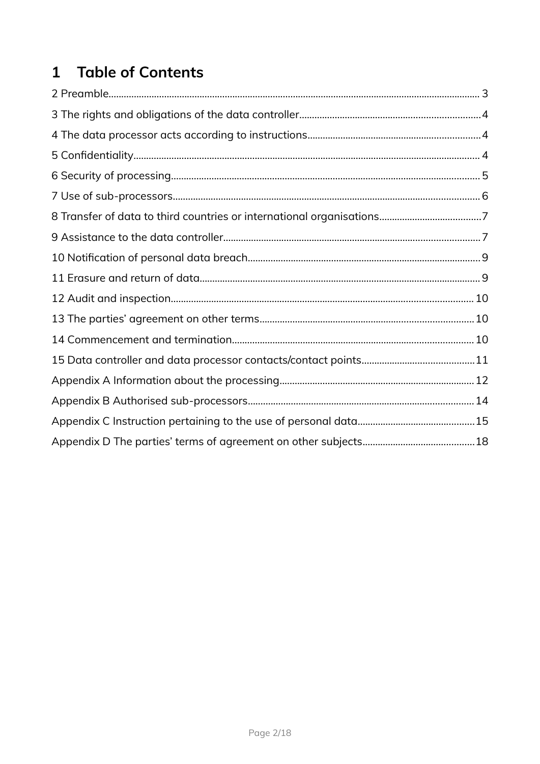# 1 Table of Contents

2 Preamble.......................................................................................................................................... 3
3 The rights and obligations of the data controller........................................................................ 4
4 The data processor acts according to instructions..................................................................... 4
5 Confidentiality.................................................................................................................................. 4
6 Security of processing.................................................................................................................... 5
7 Use of sub-processors..................................................................................................................... 6
8 Transfer of data to third countries or international organisations.......................................... 7
9 Assistance to the data controller.................................................................................................. 7
10 Notification of personal data breach.......................................................................................... 9
11 Erasure and return of data............................................................................................................ 9
12 Audit and inspection.................................................................................................................... 10
13 The parties' agreement on other terms.................................................................................... 10
14 Commencement and termination.............................................................................................. 10
15 Data controller and data processor contacts/contact points................................................ 11
Appendix A Information about the processing............................................................................ 12
Appendix B Authorised sub-processors.......................................................................................... 14
Appendix C Instruction pertaining to the use of personal data.................................................. 15
Appendix D The parties' terms of agreement on other subjects................................................ 18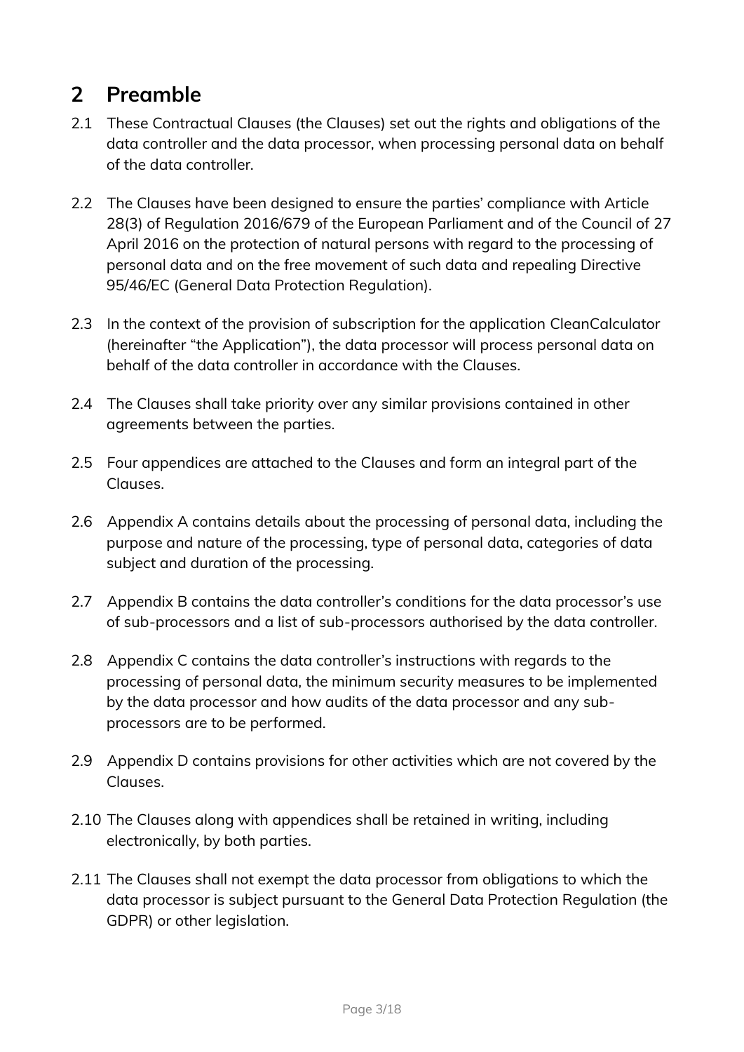## 2 Preamble

2.1 These Contractual Clauses (the Clauses) set out the rights and obligations of the data controller and the data processor, when processing personal data on behalf of the data controller.

2.2 The Clauses have been designed to ensure the parties' compliance with Article 28(3) of Regulation 2016/679 of the European Parliament and of the Council of 27 April 2016 on the protection of natural persons with regard to the processing of personal data and on the free movement of such data and repealing Directive 95/46/EC (General Data Protection Regulation).

2.3 In the context of the provision of subscription for the application CleanCalculator (hereinafter "the Application"), the data processor will process personal data on behalf of the data controller in accordance with the Clauses.

2.4 The Clauses shall take priority over any similar provisions contained in other agreements between the parties.

2.5 Four appendices are attached to the Clauses and form an integral part of the Clauses.

2.6 Appendix A contains details about the processing of personal data, including the purpose and nature of the processing, type of personal data, categories of data subject and duration of the processing.

2.7 Appendix B contains the data controller's conditions for the data processor's use of sub-processors and a list of sub-processors authorised by the data controller.

2.8 Appendix C contains the data controller's instructions with regards to the processing of personal data, the minimum security measures to be implemented by the data processor and how audits of the data processor and any sub-processors are to be performed.

2.9 Appendix D contains provisions for other activities which are not covered by the Clauses.

2.10 The Clauses along with appendices shall be retained in writing, including electronically, by both parties.

2.11 The Clauses shall not exempt the data processor from obligations to which the data processor is subject pursuant to the General Data Protection Regulation (the GDPR) or other legislation.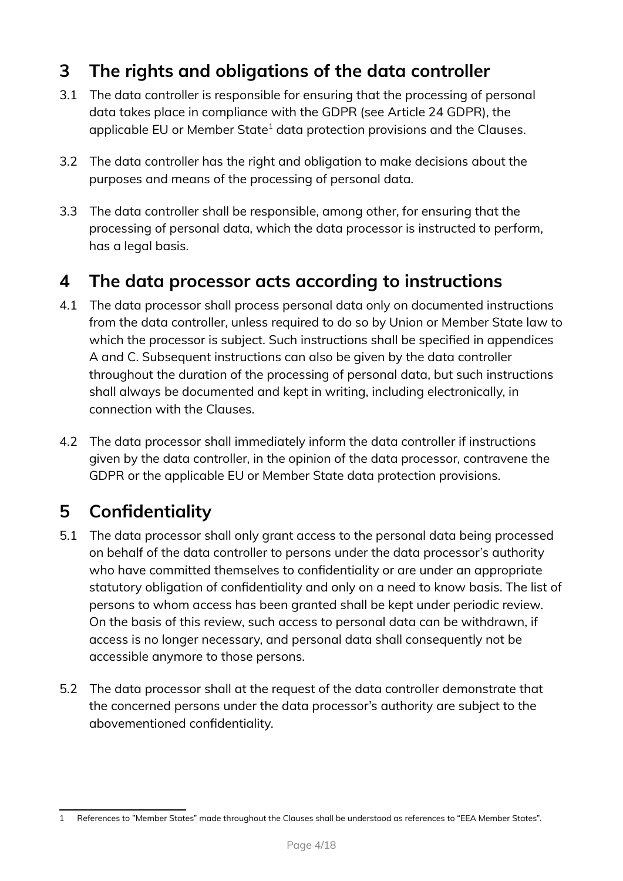## 3 The rights and obligations of the data controller

3.1 The data controller is responsible for ensuring that the processing of personal data takes place in compliance with the GDPR (see Article 24 GDPR), the applicable EU or Member State[1] data protection provisions and the Clauses.

3.2 The data controller has the right and obligation to make decisions about the purposes and means of the processing of personal data.

3.3 The data controller shall be responsible, among other, for ensuring that the processing of personal data, which the data processor is instructed to perform, has a legal basis.

## 4 The data processor acts according to instructions

4.1 The data processor shall process personal data only on documented instructions from the data controller, unless required to do so by Union or Member State law to which the processor is subject. Such instructions shall be specified in appendices A and C. Subsequent instructions can also be given by the data controller throughout the duration of the processing of personal data, but such instructions shall always be documented and kept in writing, including electronically, in connection with the Clauses.

4.2 The data processor shall immediately inform the data controller if instructions given by the data controller, in the opinion of the data processor, contravene the GDPR or the applicable EU or Member State data protection provisions.

## 5 Confidentiality

5.1 The data processor shall only grant access to the personal data being processed on behalf of the data controller to persons under the data processor's authority who have committed themselves to confidentiality or are under an appropriate statutory obligation of confidentiality and only on a need to know basis. The list of persons to whom access has been granted shall be kept under periodic review. On the basis of this review, such access to personal data can be withdrawn, if access is no longer necessary, and personal data shall consequently not be accessible anymore to those persons.

5.2 The data processor shall at the request of the data controller demonstrate that the concerned persons under the data processor's authority are subject to the abovementioned confidentiality.

---

[1] References to "Member States" made throughout the Clauses shall be understood as references to "EEA Member States".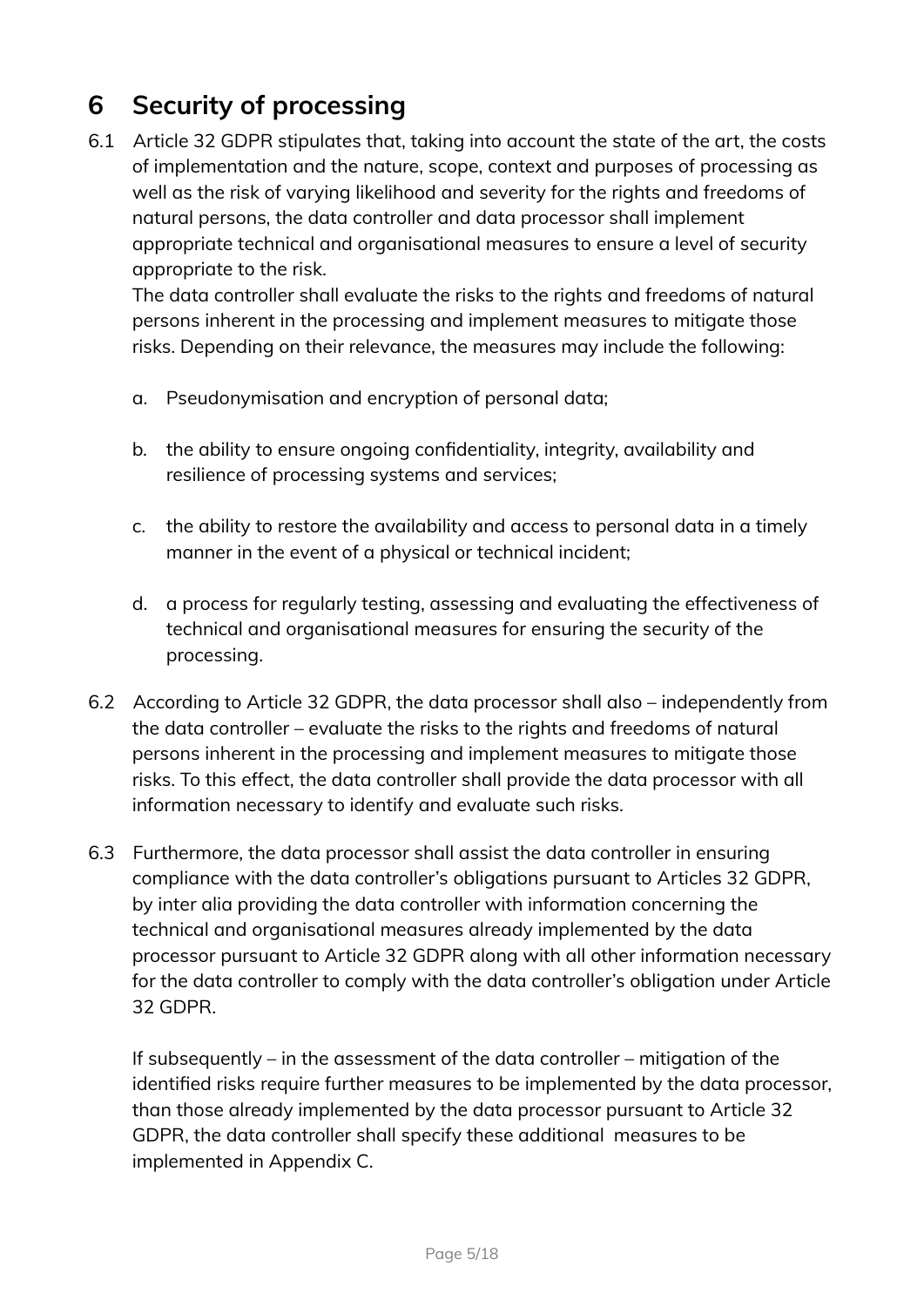# 6 Security of processing

6.1 Article 32 GDPR stipulates that, taking into account the state of the art, the costs of implementation and the nature, scope, context and purposes of processing as well as the risk of varying likelihood and severity for the rights and freedoms of natural persons, the data controller and data processor shall implement appropriate technical and organisational measures to ensure a level of security appropriate to the risk.
The data controller shall evaluate the risks to the rights and freedoms of natural persons inherent in the processing and implement measures to mitigate those risks. Depending on their relevance, the measures may include the following:

   a. Pseudonymisation and encryption of personal data;

   b. the ability to ensure ongoing confidentiality, integrity, availability and resilience of processing systems and services;

   c. the ability to restore the availability and access to personal data in a timely manner in the event of a physical or technical incident;

   d. a process for regularly testing, assessing and evaluating the effectiveness of technical and organisational measures for ensuring the security of the processing.

6.2 According to Article 32 GDPR, the data processor shall also – independently from the data controller – evaluate the risks to the rights and freedoms of natural persons inherent in the processing and implement measures to mitigate those risks. To this effect, the data controller shall provide the data processor with all information necessary to identify and evaluate such risks.

6.3 Furthermore, the data processor shall assist the data controller in ensuring compliance with the data controller's obligations pursuant to Articles 32 GDPR, by inter alia providing the data controller with information concerning the technical and organisational measures already implemented by the data processor pursuant to Article 32 GDPR along with all other information necessary for the data controller to comply with the data controller's obligation under Article 32 GDPR.

   If subsequently – in the assessment of the data controller – mitigation of the identified risks require further measures to be implemented by the data processor, than those already implemented by the data processor pursuant to Article 32 GDPR, the data controller shall specify these additional measures to be implemented in Appendix C.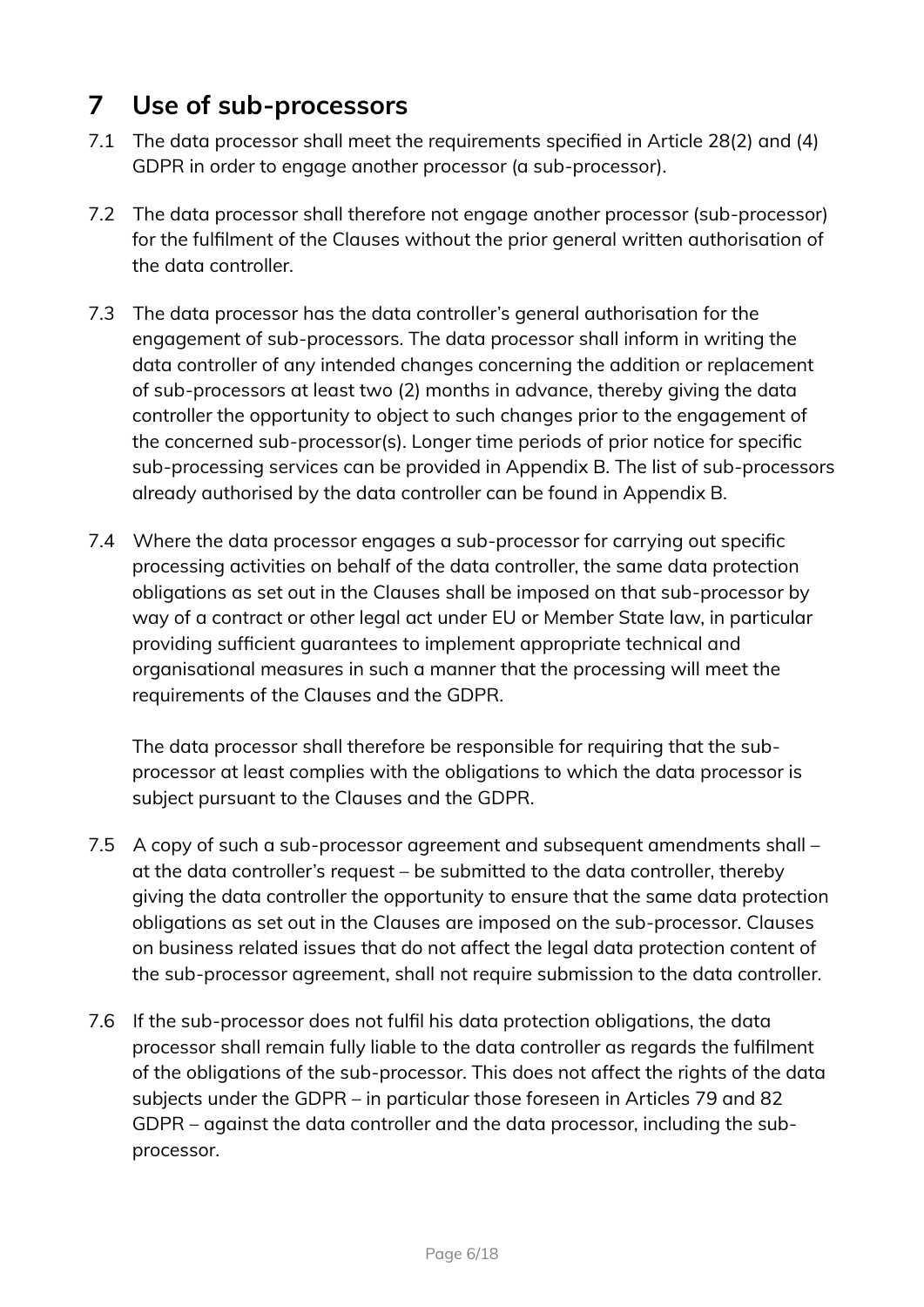## 7 Use of sub-processors

7.1 The data processor shall meet the requirements specified in Article 28(2) and (4) GDPR in order to engage another processor (a sub-processor).

7.2 The data processor shall therefore not engage another processor (sub-processor) for the fulfilment of the Clauses without the prior general written authorisation of the data controller.

7.3 The data processor has the data controller's general authorisation for the engagement of sub-processors. The data processor shall inform in writing the data controller of any intended changes concerning the addition or replacement of sub-processors at least two (2) months in advance, thereby giving the data controller the opportunity to object to such changes prior to the engagement of the concerned sub-processor(s). Longer time periods of prior notice for specific sub-processing services can be provided in Appendix B. The list of sub-processors already authorised by the data controller can be found in Appendix B.

7.4 Where the data processor engages a sub-processor for carrying out specific processing activities on behalf of the data controller, the same data protection obligations as set out in the Clauses shall be imposed on that sub-processor by way of a contract or other legal act under EU or Member State law, in particular providing sufficient guarantees to implement appropriate technical and organisational measures in such a manner that the processing will meet the requirements of the Clauses and the GDPR.

The data processor shall therefore be responsible for requiring that the sub-processor at least complies with the obligations to which the data processor is subject pursuant to the Clauses and the GDPR.

7.5 A copy of such a sub-processor agreement and subsequent amendments shall – at the data controller's request – be submitted to the data controller, thereby giving the data controller the opportunity to ensure that the same data protection obligations as set out in the Clauses are imposed on the sub-processor. Clauses on business related issues that do not affect the legal data protection content of the sub-processor agreement, shall not require submission to the data controller.

7.6 If the sub-processor does not fulfil his data protection obligations, the data processor shall remain fully liable to the data controller as regards the fulfilment of the obligations of the sub-processor. This does not affect the rights of the data subjects under the GDPR – in particular those foreseen in Articles 79 and 82 GDPR – against the data controller and the data processor, including the sub-processor.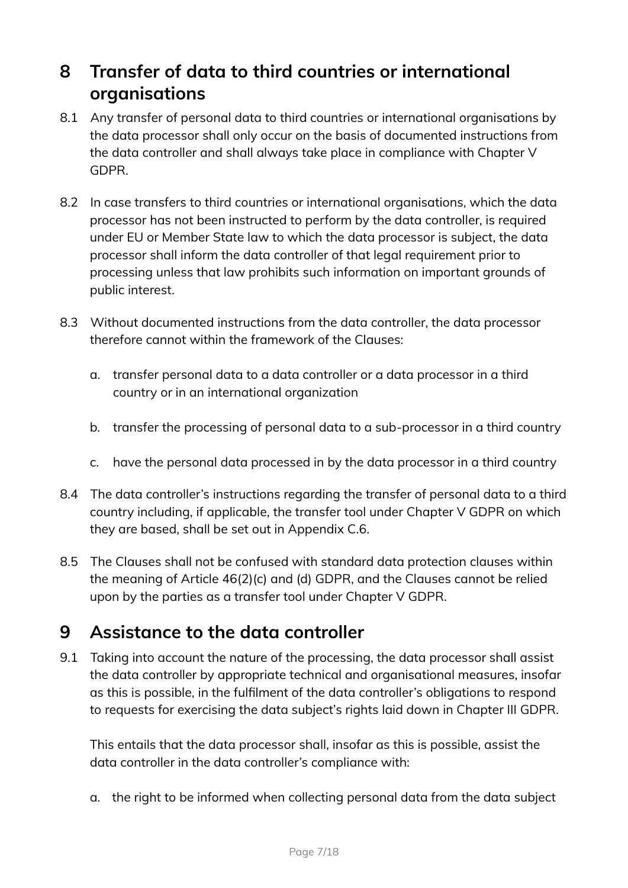# 8 Transfer of data to third countries or international organisations

8.1 Any transfer of personal data to third countries or international organisations by the data processor shall only occur on the basis of documented instructions from the data controller and shall always take place in compliance with Chapter V GDPR.

8.2 In case transfers to third countries or international organisations, which the data processor has not been instructed to perform by the data controller, is required under EU or Member State law to which the data processor is subject, the data processor shall inform the data controller of that legal requirement prior to processing unless that law prohibits such information on important grounds of public interest.

8.3 Without documented instructions from the data controller, the data processor therefore cannot within the framework of the Clauses:

a. transfer personal data to a data controller or a data processor in a third country or in an international organization

b. transfer the processing of personal data to a sub-processor in a third country

c. have the personal data processed in by the data processor in a third country

8.4 The data controller's instructions regarding the transfer of personal data to a third country including, if applicable, the transfer tool under Chapter V GDPR on which they are based, shall be set out in Appendix C.6.

8.5 The Clauses shall not be confused with standard data protection clauses within the meaning of Article 46(2)(c) and (d) GDPR, and the Clauses cannot be relied upon by the parties as a transfer tool under Chapter V GDPR.

# 9 Assistance to the data controller

9.1 Taking into account the nature of the processing, the data processor shall assist the data controller by appropriate technical and organisational measures, insofar as this is possible, in the fulfilment of the data controller's obligations to respond to requests for exercising the data subject's rights laid down in Chapter III GDPR.

This entails that the data processor shall, insofar as this is possible, assist the data controller in the data controller's compliance with:

a. the right to be informed when collecting personal data from the data subject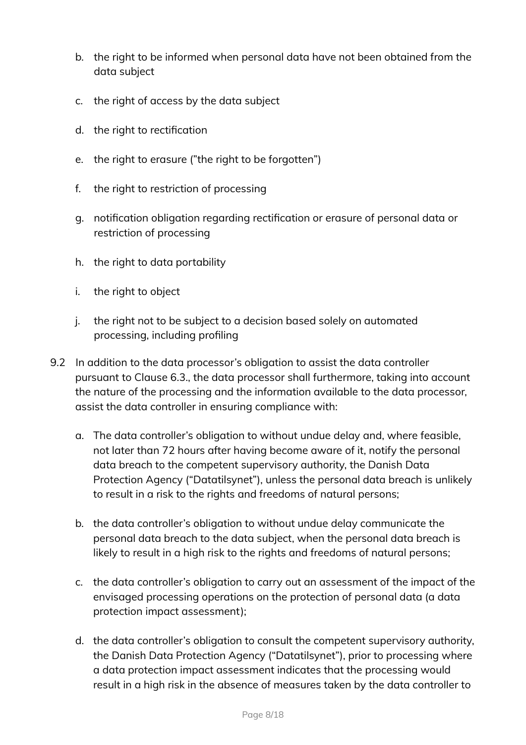b. the right to be informed when personal data have not been obtained from the data subject

c. the right of access by the data subject

d. the right to rectification

e. the right to erasure (”the right to be forgotten”)

f. the right to restriction of processing

g. notification obligation regarding rectification or erasure of personal data or restriction of processing

h. the right to data portability

i. the right to object

j. the right not to be subject to a decision based solely on automated processing, including profiling

9.2 In addition to the data processor’s obligation to assist the data controller pursuant to Clause 6.3., the data processor shall furthermore, taking into account the nature of the processing and the information available to the data processor, assist the data controller in ensuring compliance with:

a. The data controller’s obligation to without undue delay and, where feasible, not later than 72 hours after having become aware of it, notify the personal data breach to the competent supervisory authority, the Danish Data Protection Agency (“Datatilsynet”), unless the personal data breach is unlikely to result in a risk to the rights and freedoms of natural persons;

b. the data controller’s obligation to without undue delay communicate the personal data breach to the data subject, when the personal data breach is likely to result in a high risk to the rights and freedoms of natural persons;

c. the data controller’s obligation to carry out an assessment of the impact of the envisaged processing operations on the protection of personal data (a data protection impact assessment);

d. the data controller’s obligation to consult the competent supervisory authority, the Danish Data Protection Agency (“Datatilsynet”), prior to processing where a data protection impact assessment indicates that the processing would result in a high risk in the absence of measures taken by the data controller to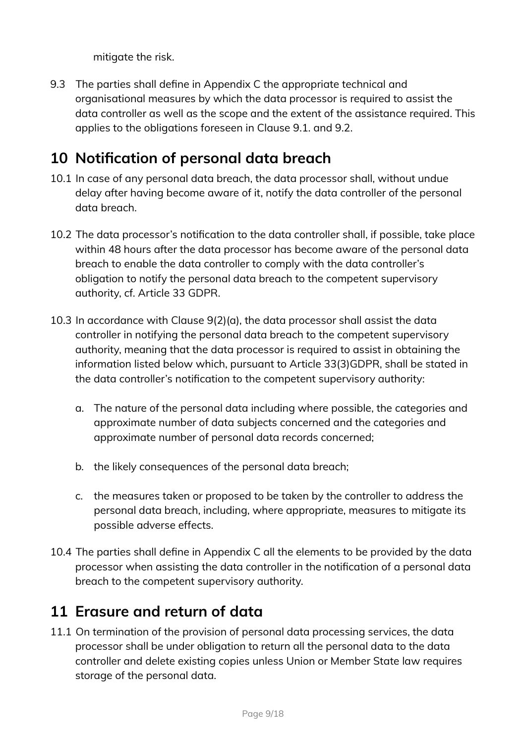mitigate the risk.

9.3 The parties shall define in Appendix C the appropriate technical and organisational measures by which the data processor is required to assist the data controller as well as the scope and the extent of the assistance required. This applies to the obligations foreseen in Clause 9.1. and 9.2.

## 10 Notification of personal data breach

10.1 In case of any personal data breach, the data processor shall, without undue delay after having become aware of it, notify the data controller of the personal data breach.

10.2 The data processor's notification to the data controller shall, if possible, take place within 48 hours after the data processor has become aware of the personal data breach to enable the data controller to comply with the data controller's obligation to notify the personal data breach to the competent supervisory authority, cf. Article 33 GDPR.

10.3 In accordance with Clause 9(2)(a), the data processor shall assist the data controller in notifying the personal data breach to the competent supervisory authority, meaning that the data processor is required to assist in obtaining the information listed below which, pursuant to Article 33(3)GDPR, shall be stated in the data controller's notification to the competent supervisory authority:

a. The nature of the personal data including where possible, the categories and approximate number of data subjects concerned and the categories and approximate number of personal data records concerned;

b. the likely consequences of the personal data breach;

c. the measures taken or proposed to be taken by the controller to address the personal data breach, including, where appropriate, measures to mitigate its possible adverse effects.

10.4 The parties shall define in Appendix C all the elements to be provided by the data processor when assisting the data controller in the notification of a personal data breach to the competent supervisory authority.

## 11 Erasure and return of data

11.1 On termination of the provision of personal data processing services, the data processor shall be under obligation to return all the personal data to the data controller and delete existing copies unless Union or Member State law requires storage of the personal data.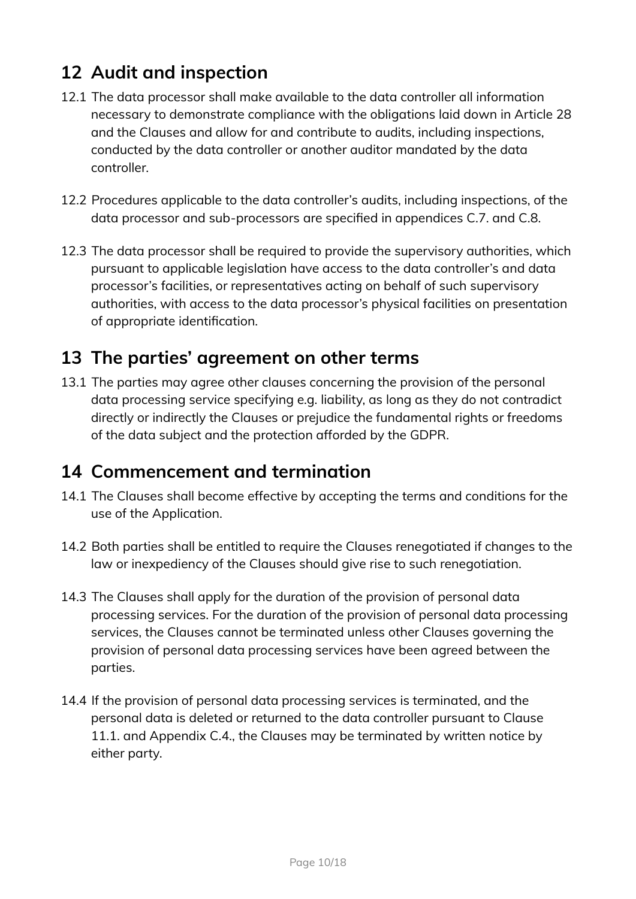## 12 Audit and inspection

12.1 The data processor shall make available to the data controller all information necessary to demonstrate compliance with the obligations laid down in Article 28 and the Clauses and allow for and contribute to audits, including inspections, conducted by the data controller or another auditor mandated by the data controller.

12.2 Procedures applicable to the data controller's audits, including inspections, of the data processor and sub-processors are specified in appendices C.7. and C.8.

12.3 The data processor shall be required to provide the supervisory authorities, which pursuant to applicable legislation have access to the data controller's and data processor's facilities, or representatives acting on behalf of such supervisory authorities, with access to the data processor's physical facilities on presentation of appropriate identification.

## 13 The parties' agreement on other terms

13.1 The parties may agree other clauses concerning the provision of the personal data processing service specifying e.g. liability, as long as they do not contradict directly or indirectly the Clauses or prejudice the fundamental rights or freedoms of the data subject and the protection afforded by the GDPR.

## 14 Commencement and termination

14.1 The Clauses shall become effective by accepting the terms and conditions for the use of the Application.

14.2 Both parties shall be entitled to require the Clauses renegotiated if changes to the law or inexpediency of the Clauses should give rise to such renegotiation.

14.3 The Clauses shall apply for the duration of the provision of personal data processing services. For the duration of the provision of personal data processing services, the Clauses cannot be terminated unless other Clauses governing the provision of personal data processing services have been agreed between the parties.

14.4 If the provision of personal data processing services is terminated, and the personal data is deleted or returned to the data controller pursuant to Clause 11.1. and Appendix C.4., the Clauses may be terminated by written notice by either party.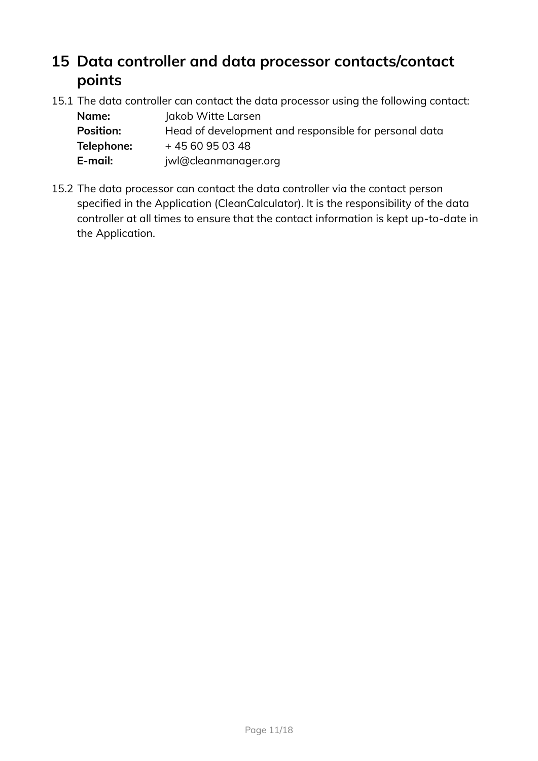# 15 Data controller and data processor contacts/contact points

15.1 The data controller can contact the data processor using the following contact:

**Name:** Jakob Witte Larsen
**Position:** Head of development and responsible for personal data
**Telephone:** + 45 60 95 03 48
**E-mail:** jwl@cleanmanager.org

15.2 The data processor can contact the data controller via the contact person specified in the Application (CleanCalculator). It is the responsibility of the data controller at all times to ensure that the contact information is kept up-to-date in the Application.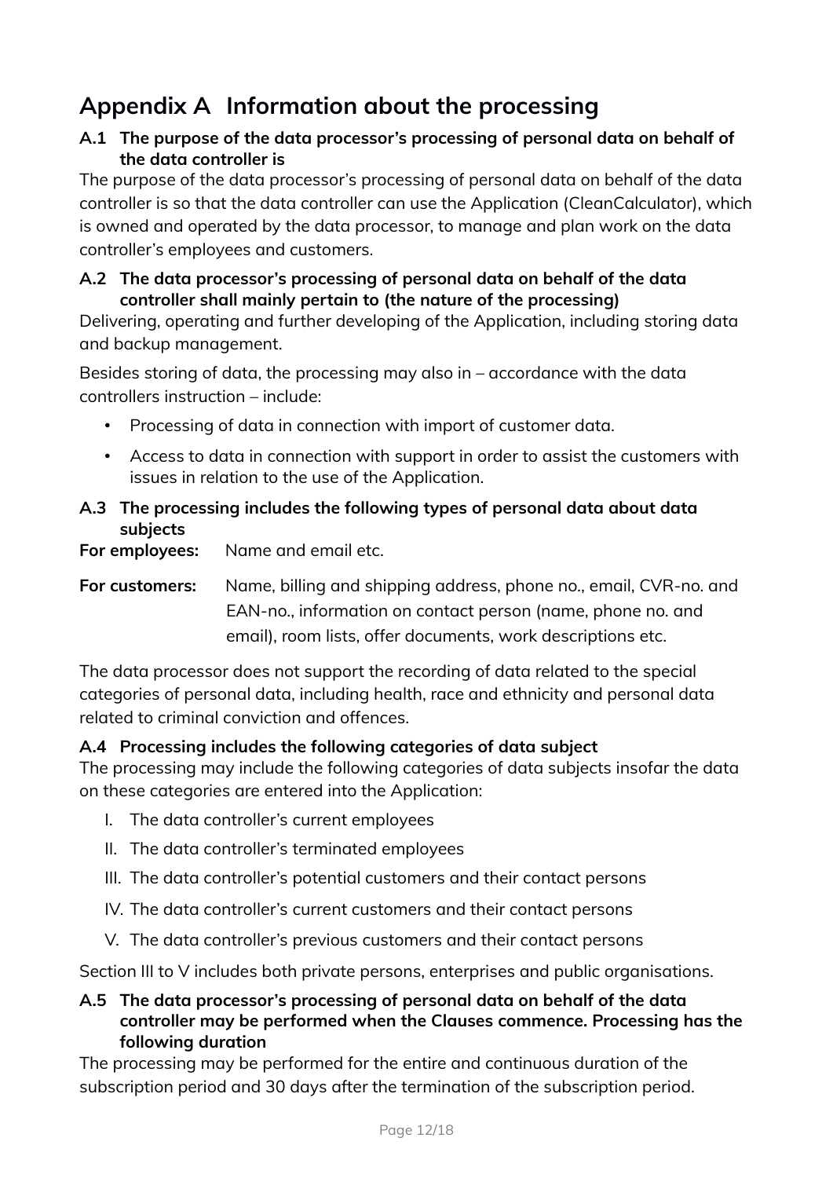# Appendix A Information about the processing

### A.1 The purpose of the data processor's processing of personal data on behalf of the data controller is

The purpose of the data processor's processing of personal data on behalf of the data controller is so that the data controller can use the Application (CleanCalculator), which is owned and operated by the data processor, to manage and plan work on the data controller's employees and customers.

### A.2 The data processor's processing of personal data on behalf of the data controller shall mainly pertain to (the nature of the processing)

Delivering, operating and further developing of the Application, including storing data and backup management.

Besides storing of data, the processing may also in – accordance with the data controllers instruction – include:

- Processing of data in connection with import of customer data.
- Access to data in connection with support in order to assist the customers with issues in relation to the use of the Application.

### A.3 The processing includes the following types of personal data about data subjects

**For employees:** Name and email etc.

**For customers:** Name, billing and shipping address, phone no., email, CVR-no. and EAN-no., information on contact person (name, phone no. and email), room lists, offer documents, work descriptions etc.

The data processor does not support the recording of data related to the special categories of personal data, including health, race and ethnicity and personal data related to criminal conviction and offences.

### A.4 Processing includes the following categories of data subject

The processing may include the following categories of data subjects insofar the data on these categories are entered into the Application:

I. The data controller's current employees
II. The data controller's terminated employees
III. The data controller's potential customers and their contact persons
IV. The data controller's current customers and their contact persons
V. The data controller's previous customers and their contact persons

Section III to V includes both private persons, enterprises and public organisations.

### A.5 The data processor's processing of personal data on behalf of the data controller may be performed when the Clauses commence. Processing has the following duration

The processing may be performed for the entire and continuous duration of the subscription period and 30 days after the termination of the subscription period.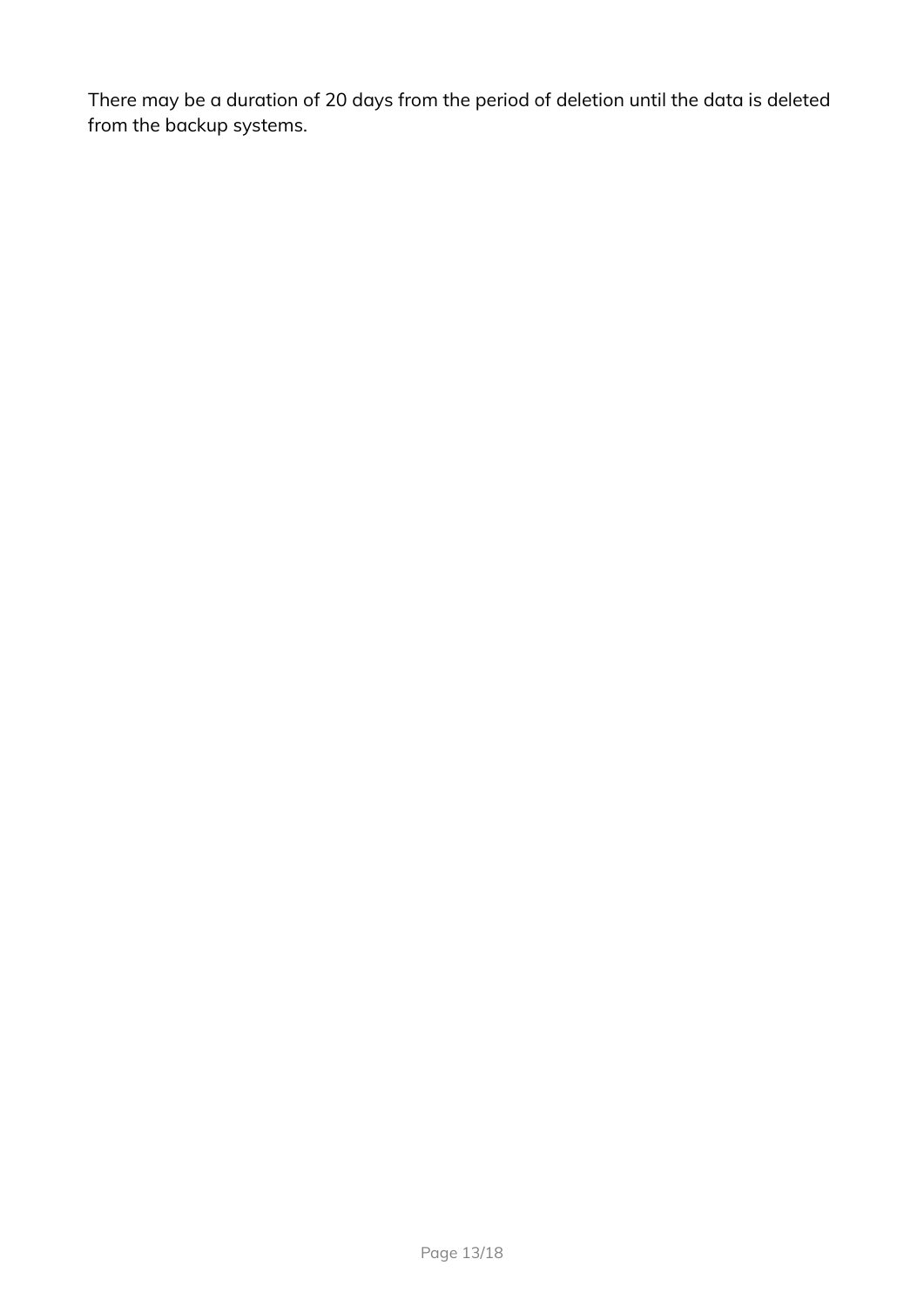There may be a duration of 20 days from the period of deletion until the data is deleted from the backup systems.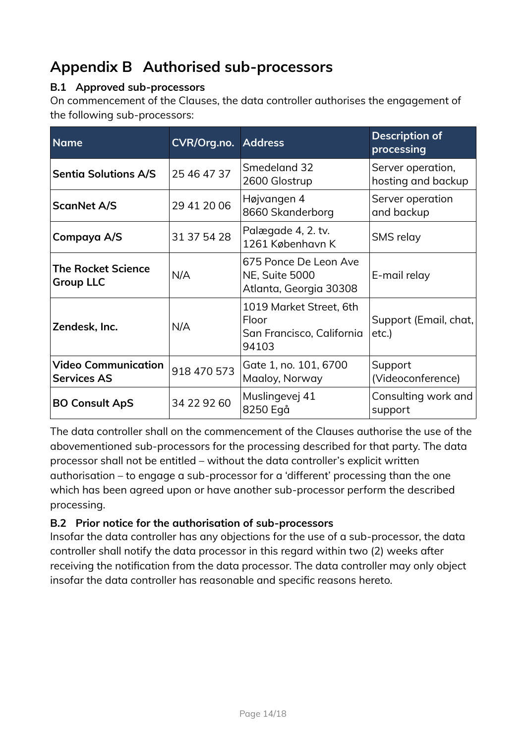# Appendix B Authorised sub-processors

### B.1 Approved sub-processors

On commencement of the Clauses, the data controller authorises the engagement of the following sub-processors:

| Name | CVR/Org.no. | Address | Description of processing |
|---|---|---|---|
| **Sentia Solutions A/S** | 25 46 47 37 | Smedeland 32<br>2600 Glostrup | Server operation, hosting and backup |
| **ScanNet A/S** | 29 41 20 06 | Højvangen 4<br>8660 Skanderborg | Server operation and backup |
| **Compaya A/S** | 31 37 54 28 | Palægade 4, 2. tv.<br>1261 København K | SMS relay |
| **The Rocket Science Group LLC** | N/A | 675 Ponce De Leon Ave NE, Suite 5000<br>Atlanta, Georgia 30308 | E-mail relay |
| **Zendesk, Inc.** | N/A | 1019 Market Street, 6th Floor<br>San Francisco, California 94103 | Support (Email, chat, etc.) |
| **Video Communication Services AS** | 918 470 573 | Gate 1, no. 101, 6700 Maaloy, Norway | Support (Videoconference) |
| **BO Consult ApS** | 34 22 92 60 | Muslingevej 41<br>8250 Egå | Consulting work and support |

The data controller shall on the commencement of the Clauses authorise the use of the abovementioned sub-processors for the processing described for that party. The data processor shall not be entitled – without the data controller's explicit written authorisation – to engage a sub-processor for a 'different' processing than the one which has been agreed upon or have another sub-processor perform the described processing.

### B.2 Prior notice for the authorisation of sub-processors

Insofar the data controller has any objections for the use of a sub-processor, the data controller shall notify the data processor in this regard within two (2) weeks after receiving the notification from the data processor. The data controller may only object insofar the data controller has reasonable and specific reasons hereto.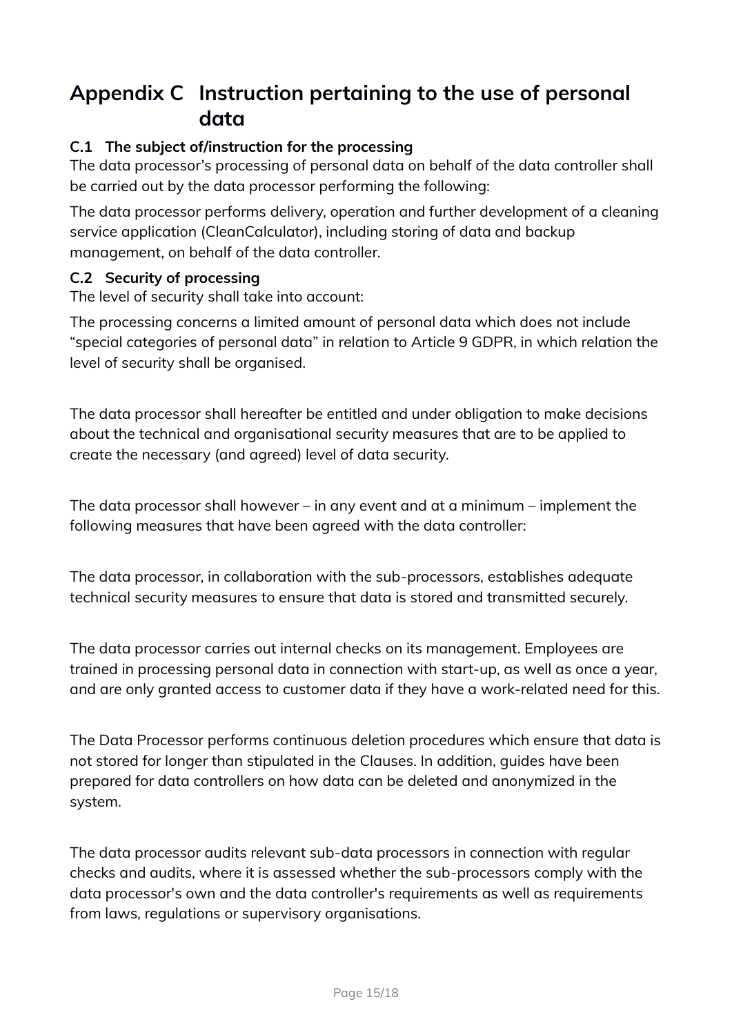# Appendix C Instruction pertaining to the use of personal data

### C.1 The subject of/instruction for the processing

The data processor's processing of personal data on behalf of the data controller shall be carried out by the data processor performing the following:

The data processor performs delivery, operation and further development of a cleaning service application (CleanCalculator), including storing of data and backup management, on behalf of the data controller.

### C.2 Security of processing

The level of security shall take into account:

The processing concerns a limited amount of personal data which does not include "special categories of personal data" in relation to Article 9 GDPR, in which relation the level of security shall be organised.

The data processor shall hereafter be entitled and under obligation to make decisions about the technical and organisational security measures that are to be applied to create the necessary (and agreed) level of data security.

The data processor shall however – in any event and at a minimum – implement the following measures that have been agreed with the data controller:

The data processor, in collaboration with the sub-processors, establishes adequate technical security measures to ensure that data is stored and transmitted securely.

The data processor carries out internal checks on its management. Employees are trained in processing personal data in connection with start-up, as well as once a year, and are only granted access to customer data if they have a work-related need for this.

The Data Processor performs continuous deletion procedures which ensure that data is not stored for longer than stipulated in the Clauses. In addition, guides have been prepared for data controllers on how data can be deleted and anonymized in the system.

The data processor audits relevant sub-data processors in connection with regular checks and audits, where it is assessed whether the sub-processors comply with the data processor's own and the data controller's requirements as well as requirements from laws, regulations or supervisory organisations.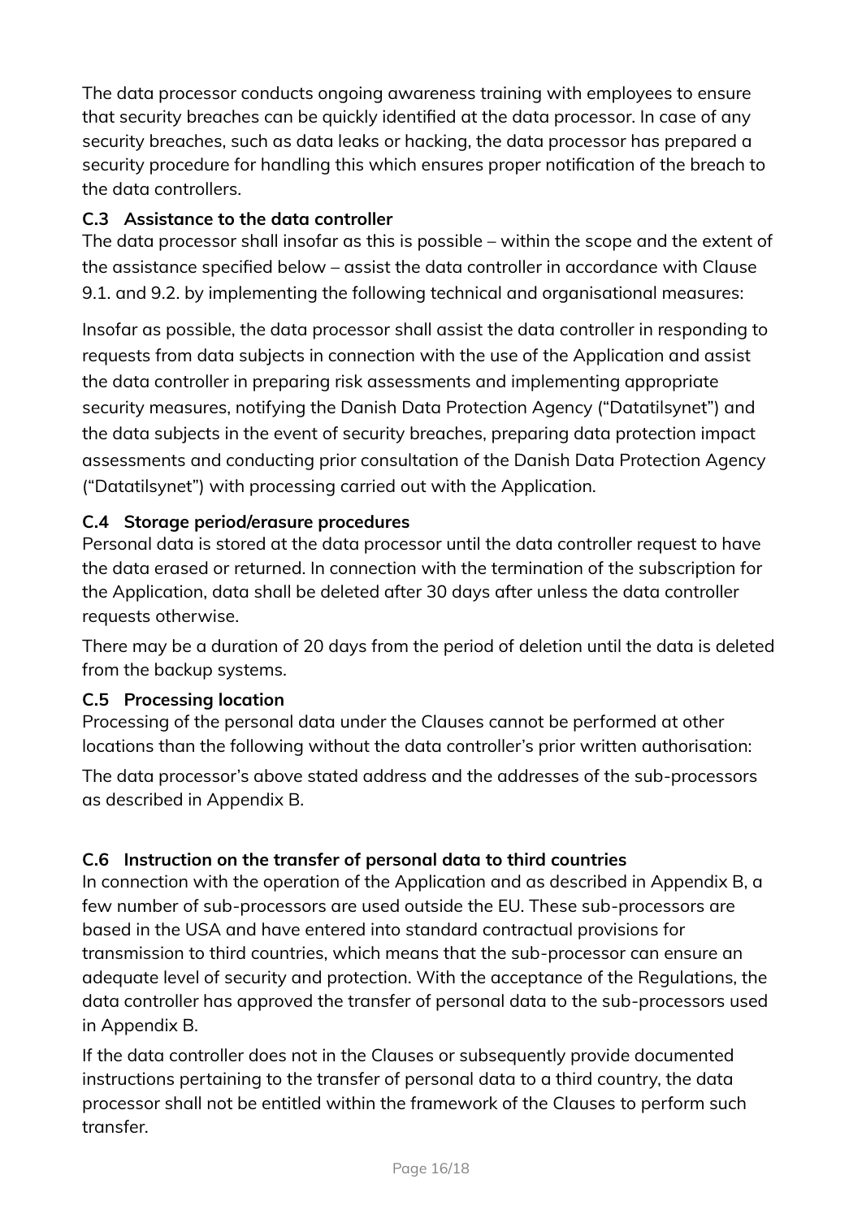The data processor conducts ongoing awareness training with employees to ensure that security breaches can be quickly identified at the data processor. In case of any security breaches, such as data leaks or hacking, the data processor has prepared a security procedure for handling this which ensures proper notification of the breach to the data controllers.

### C.3 Assistance to the data controller

The data processor shall insofar as this is possible – within the scope and the extent of the assistance specified below – assist the data controller in accordance with Clause 9.1. and 9.2. by implementing the following technical and organisational measures:

Insofar as possible, the data processor shall assist the data controller in responding to requests from data subjects in connection with the use of the Application and assist the data controller in preparing risk assessments and implementing appropriate security measures, notifying the Danish Data Protection Agency ("Datatilsynet") and the data subjects in the event of security breaches, preparing data protection impact assessments and conducting prior consultation of the Danish Data Protection Agency ("Datatilsynet") with processing carried out with the Application.

### C.4 Storage period/erasure procedures

Personal data is stored at the data processor until the data controller request to have the data erased or returned. In connection with the termination of the subscription for the Application, data shall be deleted after 30 days after unless the data controller requests otherwise.

There may be a duration of 20 days from the period of deletion until the data is deleted from the backup systems.

### C.5 Processing location

Processing of the personal data under the Clauses cannot be performed at other locations than the following without the data controller's prior written authorisation:

The data processor's above stated address and the addresses of the sub-processors as described in Appendix B.

### C.6 Instruction on the transfer of personal data to third countries

In connection with the operation of the Application and as described in Appendix B, a few number of sub-processors are used outside the EU. These sub-processors are based in the USA and have entered into standard contractual provisions for transmission to third countries, which means that the sub-processor can ensure an adequate level of security and protection. With the acceptance of the Regulations, the data controller has approved the transfer of personal data to the sub-processors used in Appendix B.

If the data controller does not in the Clauses or subsequently provide documented instructions pertaining to the transfer of personal data to a third country, the data processor shall not be entitled within the framework of the Clauses to perform such transfer.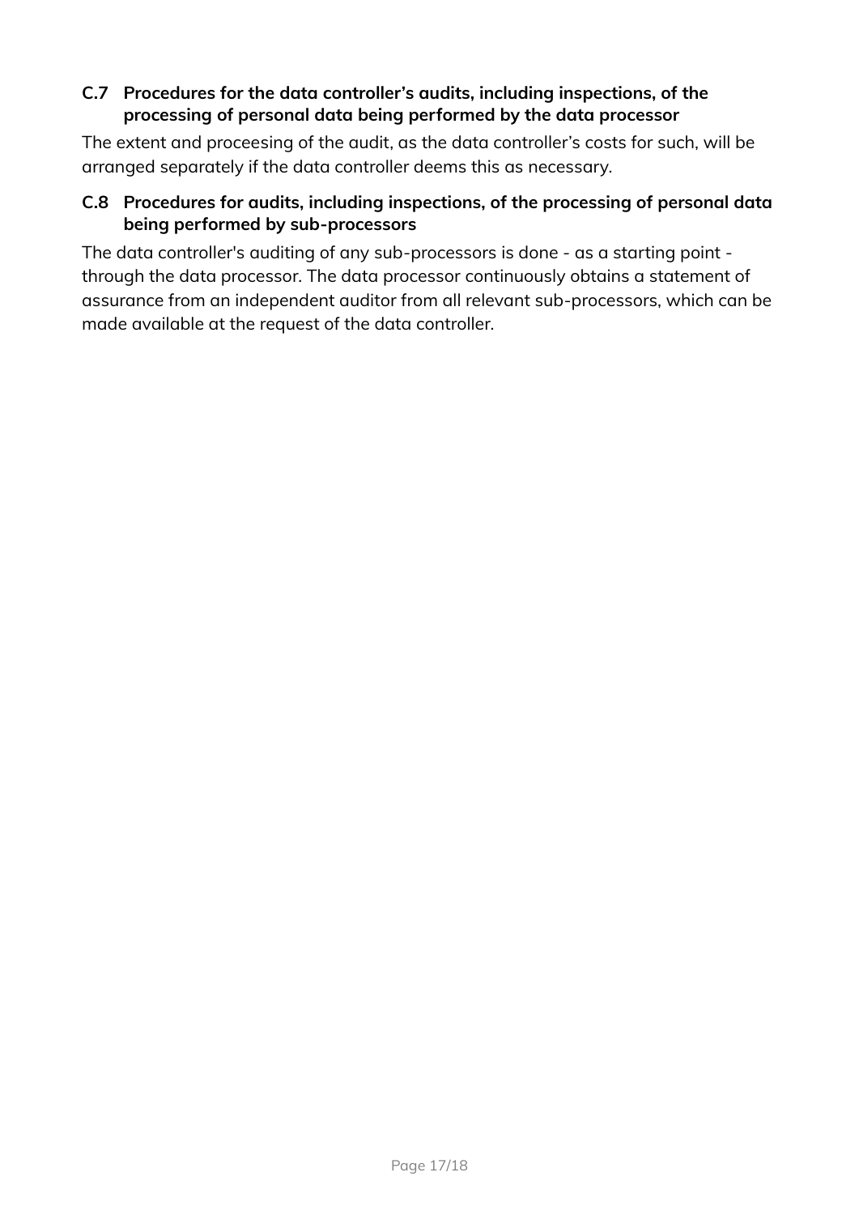### C.7 Procedures for the data controller’s audits, including inspections, of the processing of personal data being performed by the data processor

The extent and proceesing of the audit, as the data controller’s costs for such, will be arranged separately if the data controller deems this as necessary.

### C.8 Procedures for audits, including inspections, of the processing of personal data being performed by sub-processors

The data controller's auditing of any sub-processors is done - as a starting point - through the data processor. The data processor continuously obtains a statement of assurance from an independent auditor from all relevant sub-processors, which can be made available at the request of the data controller.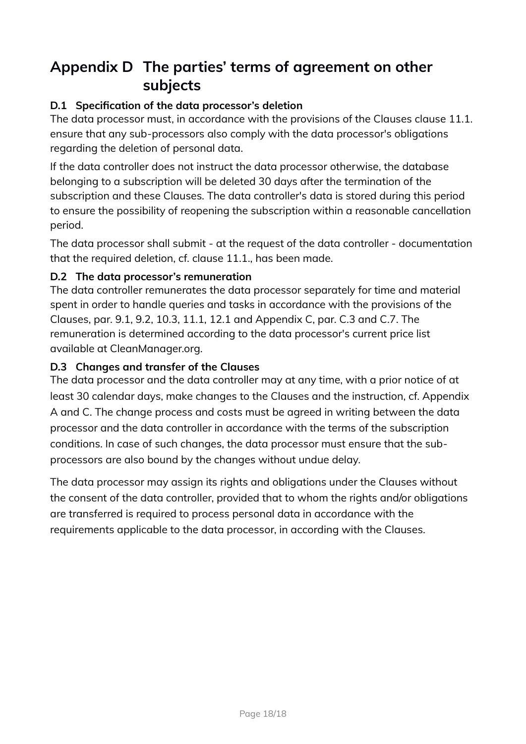# Appendix D The parties' terms of agreement on other subjects

### D.1 Specification of the data processor's deletion

The data processor must, in accordance with the provisions of the Clauses clause 11.1. ensure that any sub-processors also comply with the data processor's obligations regarding the deletion of personal data.

If the data controller does not instruct the data processor otherwise, the database belonging to a subscription will be deleted 30 days after the termination of the subscription and these Clauses. The data controller's data is stored during this period to ensure the possibility of reopening the subscription within a reasonable cancellation period.

The data processor shall submit - at the request of the data controller - documentation that the required deletion, cf. clause 11.1., has been made.

### D.2 The data processor's remuneration

The data controller remunerates the data processor separately for time and material spent in order to handle queries and tasks in accordance with the provisions of the Clauses, par. 9.1, 9.2, 10.3, 11.1, 12.1 and Appendix C, par. C.3 and C.7. The remuneration is determined according to the data processor's current price list available at CleanManager.org.

### D.3 Changes and transfer of the Clauses

The data processor and the data controller may at any time, with a prior notice of at least 30 calendar days, make changes to the Clauses and the instruction, cf. Appendix A and C. The change process and costs must be agreed in writing between the data processor and the data controller in accordance with the terms of the subscription conditions. In case of such changes, the data processor must ensure that the sub-processors are also bound by the changes without undue delay.

The data processor may assign its rights and obligations under the Clauses without the consent of the data controller, provided that to whom the rights and/or obligations are transferred is required to process personal data in accordance with the requirements applicable to the data processor, in according with the Clauses.